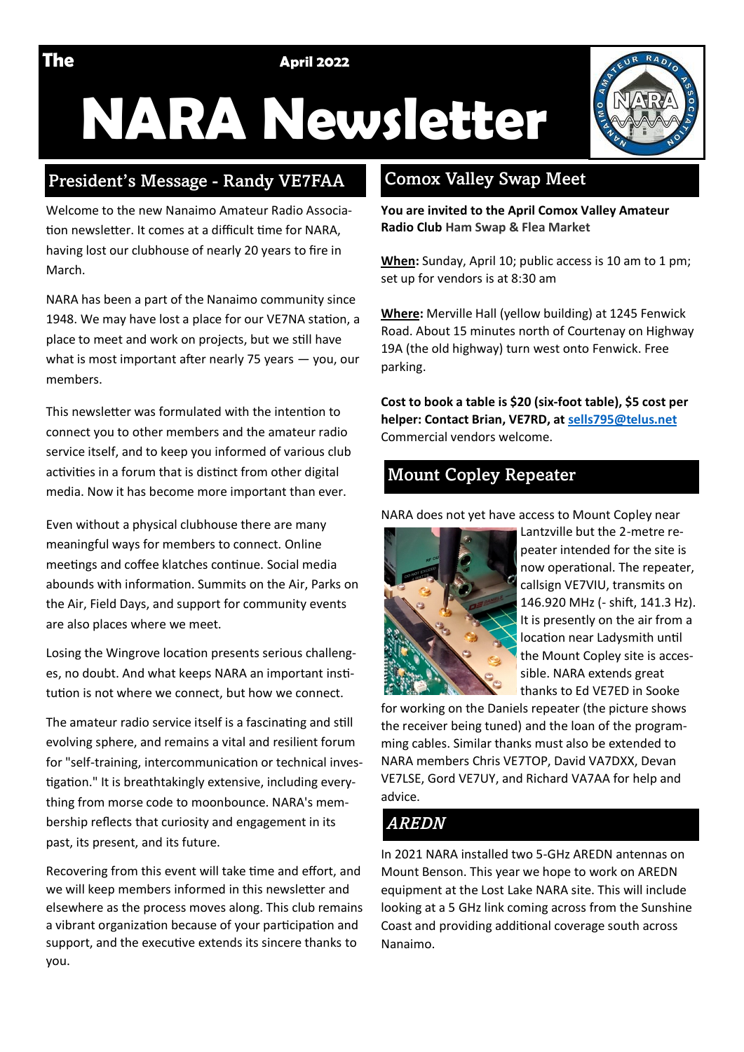The April 2022

# NARA Newsletter

## President's Message - Randy VE7FAA

Welcome to the new Nanaimo Amateur Radio Association newsletter. It comes at a difficult time for NARA, having lost our clubhouse of nearly 20 years to fire in March.

NARA has been a part of the Nanaimo community since 1948. We may have lost a place for our VE7NA station, a place to meet and work on projects, but we still have what is most important after nearly 75 years — you, our members.

This newsletter was formulated with the intention to connect you to other members and the amateur radio service itself, and to keep you informed of various club activities in a forum that is distinct from other digital media. Now it has become more important than ever.

Even without a physical clubhouse there are many meaningful ways for members to connect. Online meetings and coffee klatches continue. Social media abounds with information. Summits on the Air, Parks on the Air, Field Days, and support for community events are also places where we meet.

Losing the Wingrove location presents serious challenges, no doubt. And what keeps NARA an important institution is not where we connect, but how we connect.

The amateur radio service itself is a fascinating and still evolving sphere, and remains a vital and resilient forum for "self-training, intercommunication or technical investigation." It is breathtakingly extensive, including everything from morse code to moonbounce. NARA's membership reflects that curiosity and engagement in its past, its present, and its future.

Recovering from this event will take time and effort, and we will keep members informed in this newsletter and elsewhere as the process moves along. This club remains a vibrant organization because of your participation and support, and the executive extends its sincere thanks to you.

## Comox Valley Swap Meet

**You are invited to the April Comox Valley Amateur Radio Club Ham Swap & Flea Market**

**When:** Sunday, April 10; public access is 10 am to 1 pm; set up for vendors is at 8:30 am

**Where:** Merville Hall (yellow building) at 1245 Fenwick Road. About 15 minutes north of Courtenay on Highway 19A (the old highway) turn west onto Fenwick. Free parking.

**Cost to book a table is $20 (six-foot table), $5 cost per helper: Contact Brian, VE7RD, at sells795@telus.net** Commercial vendors welcome.

## Mount Copley Repeater

NARA does not yet have access to Mount Copley near Lantzville but the 2-metre repeater intended for the site is now operational. The repeater, callsign VE7VIU, transmits on 146.920 MHz (- shift, 141.3 Hz). It is presently on the air from a location near Ladysmith until the Mount Copley site is accessible. NARA extends great thanks to Ed VE7ED in Sooke for working on the Daniels repeater (the picture shows the receiver being tuned) and the loan of the programming cables. Similar thanks must also be extended to NARA members Chris VE7TOP, David VA7DXX, Devan VE7LSE, Gord VE7UY, and Richard VA7AA for help and advice.

## *AREDN*

In 2021 NARA installed two 5-GHz AREDN antennas on Mount Benson. This year we hope to work on AREDN equipment at the Lost Lake NARA site. This will include looking at a 5 GHz link coming across from the Sunshine Coast and providing additional coverage south across Nanaimo.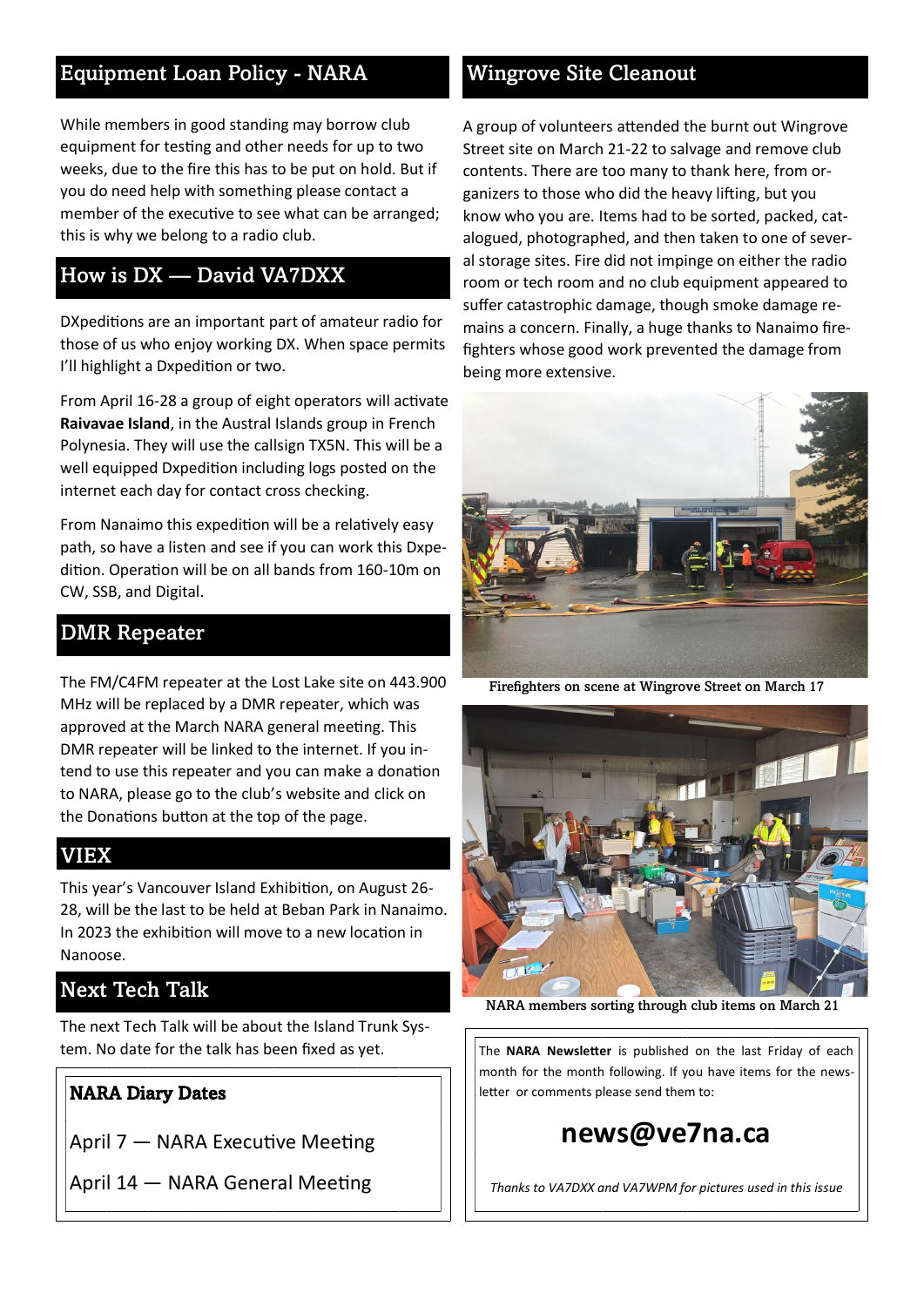## Equipment Loan Policy - NARA

While members in good standing may borrow club equipment for testing and other needs for up to two weeks, due to the fire this has to be put on hold. But if you do need help with something please contact a member of the executive to see what can be arranged; this is why we belong to a radio club.

## How is DX — David VA7DXX

DXpeditions are an important part of amateur radio for those of us who enjoy working DX. When space permits I'll highlight a Dxpedition or two.

From April 16-28 a group of eight operators will activate **Raivavae Island**, in the Austral Islands group in French Polynesia. They will use the callsign TX5N. This will be a well equipped Dxpedition including logs posted on the internet each day for contact cross checking.

From Nanaimo this expedition will be a relatively easy path, so have a listen and see if you can work this Dxpedition. Operation will be on all bands from 160-10m on CW, SSB, and Digital.

## DMR Repeater

The FM/C4FM repeater at the Lost Lake site on 443.900 MHz will be replaced by a DMR repeater, which was approved at the March NARA general meeting. This DMR repeater will be linked to the internet. If you intend to use this repeater and you can make a donation to NARA, please go to the club's website and click on the Donations button at the top of the page.

## VIEX

This year's Vancouver Island Exhibition, on August 26-28, will be the last to be held at Beban Park in Nanaimo. In 2023 the exhibition will move to a new location in Nanoose.

## Next Tech Talk

The next Tech Talk will be about the Island Trunk System. No date for the talk has been fixed as yet.

### NARA Diary Dates

April 7 — NARA Executive Meeting

April 14 — NARA General Meeting

## Wingrove Site Cleanout

A group of volunteers attended the burnt out Wingrove Street site on March 21-22 to salvage and remove club contents. There are too many to thank here, from organizers to those who did the heavy lifting, but you know who you are. Items had to be sorted, packed, catalogued, photographed, and then taken to one of several storage sites. Fire did not impinge on either the radio room or tech room and no club equipment appeared to suffer catastrophic damage, though smoke damage remains a concern. Finally, a huge thanks to Nanaimo firefighters whose good work prevented the damage from being more extensive.

Firefighters on scene at Wingrove Street on March 17

NARA members sorting through club items on March 21

The **NARA Newsletter** is published on the last Friday of each month for the month following. If you have items for the newsletter or comments please send them to:

**news@ve7na.ca**

*Thanks to VA7DXX and VA7WPM for pictures used in this issue*